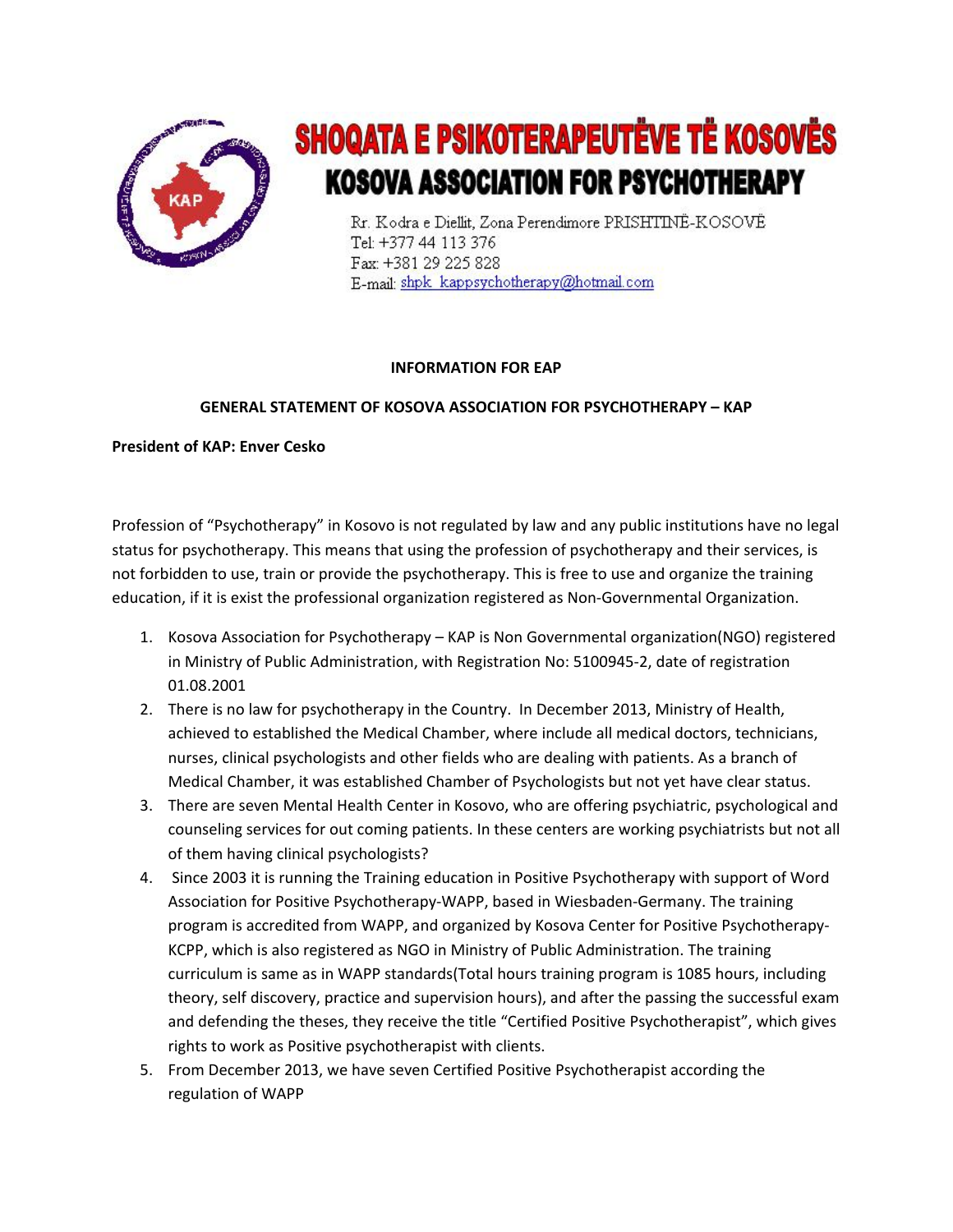# SHOQATA E PSIKOTERAPEUTËVE TË KOSOVËS

# KOSOVA ASSOCIATION FOR PSYCHOTHERAPY

Rr. Kodra e Diellit, Zona Perendimore PRISHTINË-KOSOVË
Tel: +377 44 113 376
Fax: +381 29 225 828
E-mail: shpk_kappsychotherapy@hotmail.com

**INFORMATION FOR EAP**

**GENERAL STATEMENT OF KOSOVA ASSOCIATION FOR PSYCHOTHERAPY – KAP**

**President of KAP: Enver Cesko**

Profession of "Psychotherapy" in Kosovo is not regulated by law and any public institutions have no legal status for psychotherapy. This means that using the profession of psychotherapy and their services, is not forbidden to use, train or provide the psychotherapy. This is free to use and organize the training education, if it is exist the professional organization registered as Non-Governmental Organization.

1. Kosova Association for Psychotherapy – KAP is Non Governmental organization(NGO) registered in Ministry of Public Administration, with Registration No: 5100945-2, date of registration 01.08.2001
2. There is no law for psychotherapy in the Country. In December 2013, Ministry of Health, achieved to established the Medical Chamber, where include all medical doctors, technicians, nurses, clinical psychologists and other fields who are dealing with patients. As a branch of Medical Chamber, it was established Chamber of Psychologists but not yet have clear status.
3. There are seven Mental Health Center in Kosovo, who are offering psychiatric, psychological and counseling services for out coming patients. In these centers are working psychiatrists but not all of them having clinical psychologists?
4. Since 2003 it is running the Training education in Positive Psychotherapy with support of Word Association for Positive Psychotherapy-WAPP, based in Wiesbaden-Germany. The training program is accredited from WAPP, and organized by Kosova Center for Positive Psychotherapy-KCPP, which is also registered as NGO in Ministry of Public Administration. The training curriculum is same as in WAPP standards(Total hours training program is 1085 hours, including theory, self discovery, practice and supervision hours), and after the passing the successful exam and defending the theses, they receive the title "Certified Positive Psychotherapist", which gives rights to work as Positive psychotherapist with clients.
5. From December 2013, we have seven Certified Positive Psychotherapist according the regulation of WAPP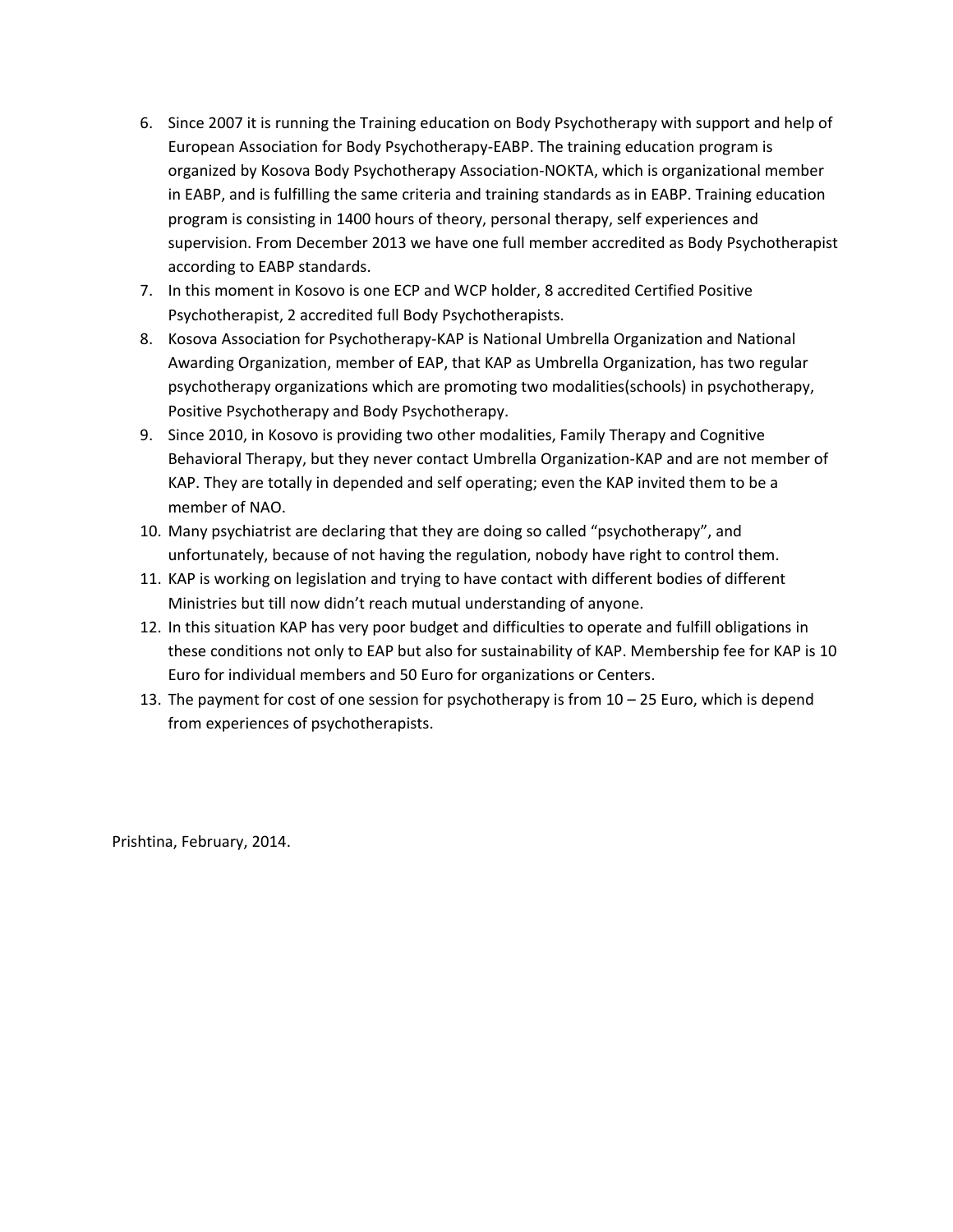6. Since 2007 it is running the Training education on Body Psychotherapy with support and help of European Association for Body Psychotherapy-EABP. The training education program is organized by Kosova Body Psychotherapy Association-NOKTA, which is organizational member in EABP, and is fulfilling the same criteria and training standards as in EABP. Training education program is consisting in 1400 hours of theory, personal therapy, self experiences and supervision. From December 2013 we have one full member accredited as Body Psychotherapist according to EABP standards.
7. In this moment in Kosovo is one ECP and WCP holder, 8 accredited Certified Positive Psychotherapist, 2 accredited full Body Psychotherapists.
8. Kosova Association for Psychotherapy-KAP is National Umbrella Organization and National Awarding Organization, member of EAP, that KAP as Umbrella Organization, has two regular psychotherapy organizations which are promoting two modalities(schools) in psychotherapy, Positive Psychotherapy and Body Psychotherapy.
9. Since 2010, in Kosovo is providing two other modalities, Family Therapy and Cognitive Behavioral Therapy, but they never contact Umbrella Organization-KAP and are not member of KAP. They are totally in depended and self operating; even the KAP invited them to be a member of NAO.
10. Many psychiatrist are declaring that they are doing so called "psychotherapy", and unfortunately, because of not having the regulation, nobody have right to control them.
11. KAP is working on legislation and trying to have contact with different bodies of different Ministries but till now didn't reach mutual understanding of anyone.
12. In this situation KAP has very poor budget and difficulties to operate and fulfill obligations in these conditions not only to EAP but also for sustainability of KAP. Membership fee for KAP is 10 Euro for individual members and 50 Euro for organizations or Centers.
13. The payment for cost of one session for psychotherapy is from 10 – 25 Euro, which is depend from experiences of psychotherapists.

Prishtina, February, 2014.